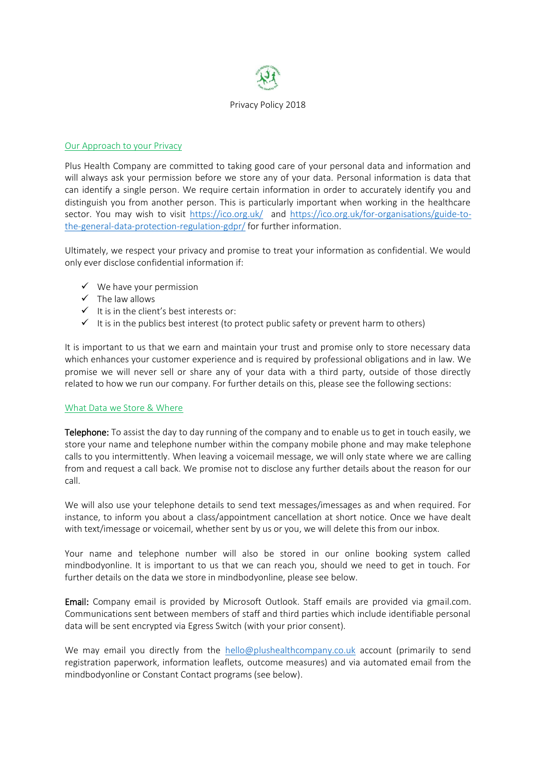Privacy Policy 2018

## Our Approach to your Privacy

Plus Health Company are committed to taking good care of your personal data and information and will always ask your permission before we store any of your data. Personal information is data that can identify a single person. We require certain information in order to accurately identify you and distinguish you from another person. This is particularly important when working in the healthcare sector. You may wish to visit https://ico.org.uk/ and https://ico.org.uk/for-organisations/guide-to-the-general-data-protection-regulation-gdpr/ for further information.

Ultimately, we respect your privacy and promise to treat your information as confidential. We would only ever disclose confidential information if:

- ✓ We have your permission
- ✓ The law allows
- ✓ It is in the client's best interests or:
- ✓ It is in the publics best interest (to protect public safety or prevent harm to others)

It is important to us that we earn and maintain your trust and promise only to store necessary data which enhances your customer experience and is required by professional obligations and in law. We promise we will never sell or share any of your data with a third party, outside of those directly related to how we run our company. For further details on this, please see the following sections:

## What Data we Store & Where

**Telephone:** To assist the day to day running of the company and to enable us to get in touch easily, we store your name and telephone number within the company mobile phone and may make telephone calls to you intermittently. When leaving a voicemail message, we will only state where we are calling from and request a call back. We promise not to disclose any further details about the reason for our call.

We will also use your telephone details to send text messages/imessages as and when required. For instance, to inform you about a class/appointment cancellation at short notice. Once we have dealt with text/imessage or voicemail, whether sent by us or you, we will delete this from our inbox.

Your name and telephone number will also be stored in our online booking system called mindbodyonline. It is important to us that we can reach you, should we need to get in touch. For further details on the data we store in mindbodyonline, please see below.

**Email:** Company email is provided by Microsoft Outlook. Staff emails are provided via gmail.com. Communications sent between members of staff and third parties which include identifiable personal data will be sent encrypted via Egress Switch (with your prior consent).

We may email you directly from the hello@plushealthcompany.co.uk account (primarily to send registration paperwork, information leaflets, outcome measures) and via automated email from the mindbodyonline or Constant Contact programs (see below).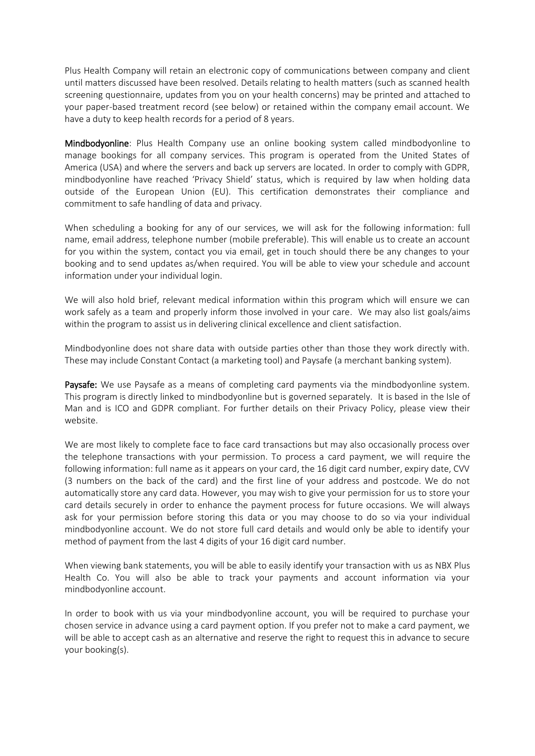Plus Health Company will retain an electronic copy of communications between company and client until matters discussed have been resolved. Details relating to health matters (such as scanned health screening questionnaire, updates from you on your health concerns) may be printed and attached to your paper-based treatment record (see below) or retained within the company email account. We have a duty to keep health records for a period of 8 years.

**Mindbodyonline**: Plus Health Company use an online booking system called mindbodyonline to manage bookings for all company services. This program is operated from the United States of America (USA) and where the servers and back up servers are located. In order to comply with GDPR, mindbodyonline have reached 'Privacy Shield' status, which is required by law when holding data outside of the European Union (EU). This certification demonstrates their compliance and commitment to safe handling of data and privacy.

When scheduling a booking for any of our services, we will ask for the following information: full name, email address, telephone number (mobile preferable). This will enable us to create an account for you within the system, contact you via email, get in touch should there be any changes to your booking and to send updates as/when required. You will be able to view your schedule and account information under your individual login.

We will also hold brief, relevant medical information within this program which will ensure we can work safely as a team and properly inform those involved in your care. We may also list goals/aims within the program to assist us in delivering clinical excellence and client satisfaction.

Mindbodyonline does not share data with outside parties other than those they work directly with. These may include Constant Contact (a marketing tool) and Paysafe (a merchant banking system).

**Paysafe:** We use Paysafe as a means of completing card payments via the mindbodyonline system. This program is directly linked to mindbodyonline but is governed separately. It is based in the Isle of Man and is ICO and GDPR compliant. For further details on their Privacy Policy, please view their website.

We are most likely to complete face to face card transactions but may also occasionally process over the telephone transactions with your permission. To process a card payment, we will require the following information: full name as it appears on your card, the 16 digit card number, expiry date, CVV (3 numbers on the back of the card) and the first line of your address and postcode. We do not automatically store any card data. However, you may wish to give your permission for us to store your card details securely in order to enhance the payment process for future occasions. We will always ask for your permission before storing this data or you may choose to do so via your individual mindbodyonline account. We do not store full card details and would only be able to identify your method of payment from the last 4 digits of your 16 digit card number.

When viewing bank statements, you will be able to easily identify your transaction with us as NBX Plus Health Co. You will also be able to track your payments and account information via your mindbodyonline account.

In order to book with us via your mindbodyonline account, you will be required to purchase your chosen service in advance using a card payment option. If you prefer not to make a card payment, we will be able to accept cash as an alternative and reserve the right to request this in advance to secure your booking(s).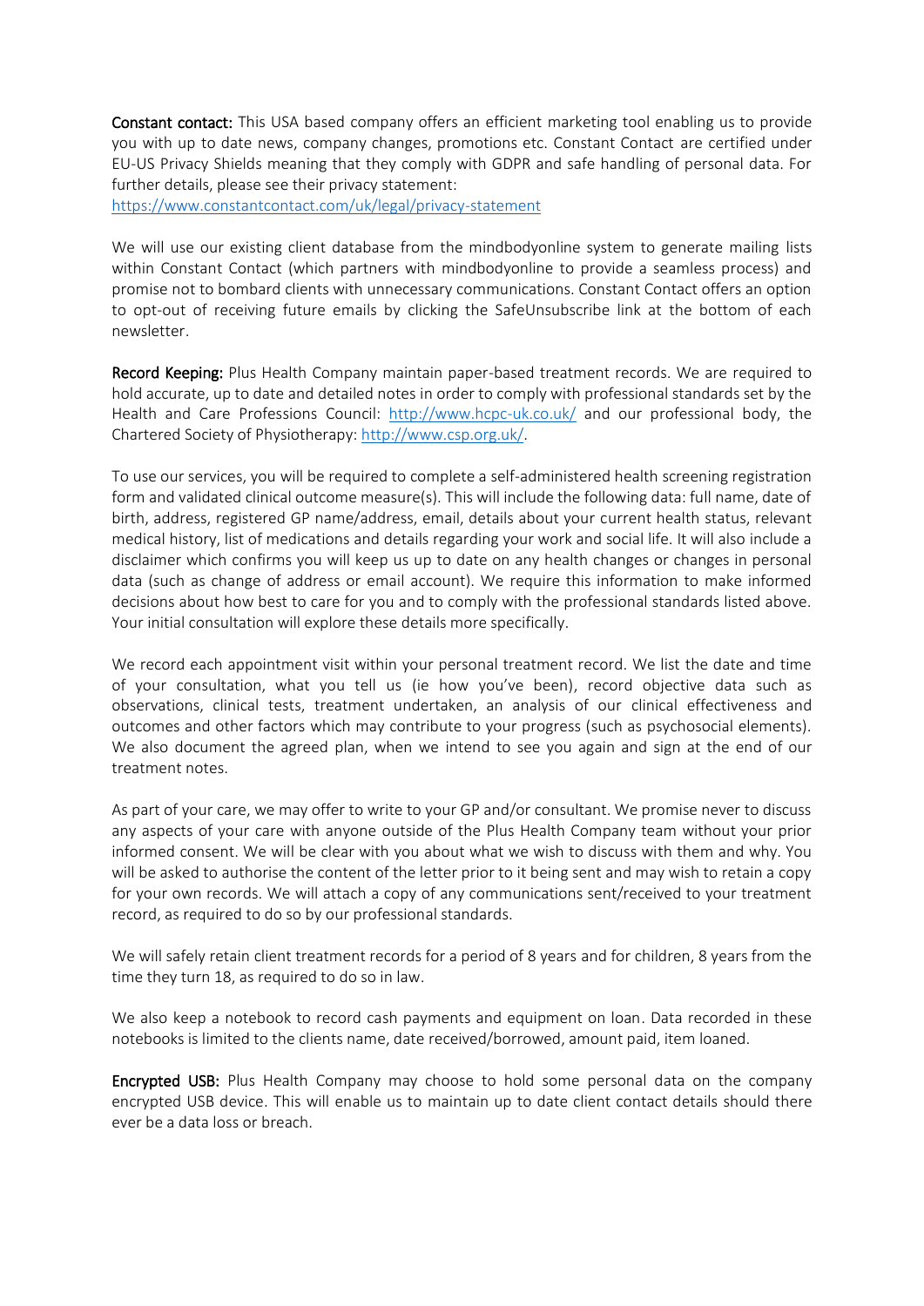**Constant contact:** This USA based company offers an efficient marketing tool enabling us to provide you with up to date news, company changes, promotions etc. Constant Contact are certified under EU-US Privacy Shields meaning that they comply with GDPR and safe handling of personal data. For further details, please see their privacy statement: https://www.constantcontact.com/uk/legal/privacy-statement

We will use our existing client database from the mindbodyonline system to generate mailing lists within Constant Contact (which partners with mindbodyonline to provide a seamless process) and promise not to bombard clients with unnecessary communications. Constant Contact offers an option to opt-out of receiving future emails by clicking the SafeUnsubscribe link at the bottom of each newsletter.

**Record Keeping:** Plus Health Company maintain paper-based treatment records. We are required to hold accurate, up to date and detailed notes in order to comply with professional standards set by the Health and Care Professions Council: http://www.hcpc-uk.co.uk/ and our professional body, the Chartered Society of Physiotherapy: http://www.csp.org.uk/.

To use our services, you will be required to complete a self-administered health screening registration form and validated clinical outcome measure(s). This will include the following data: full name, date of birth, address, registered GP name/address, email, details about your current health status, relevant medical history, list of medications and details regarding your work and social life. It will also include a disclaimer which confirms you will keep us up to date on any health changes or changes in personal data (such as change of address or email account). We require this information to make informed decisions about how best to care for you and to comply with the professional standards listed above. Your initial consultation will explore these details more specifically.

We record each appointment visit within your personal treatment record. We list the date and time of your consultation, what you tell us (ie how you've been), record objective data such as observations, clinical tests, treatment undertaken, an analysis of our clinical effectiveness and outcomes and other factors which may contribute to your progress (such as psychosocial elements). We also document the agreed plan, when we intend to see you again and sign at the end of our treatment notes.

As part of your care, we may offer to write to your GP and/or consultant. We promise never to discuss any aspects of your care with anyone outside of the Plus Health Company team without your prior informed consent. We will be clear with you about what we wish to discuss with them and why. You will be asked to authorise the content of the letter prior to it being sent and may wish to retain a copy for your own records. We will attach a copy of any communications sent/received to your treatment record, as required to do so by our professional standards.

We will safely retain client treatment records for a period of 8 years and for children, 8 years from the time they turn 18, as required to do so in law.

We also keep a notebook to record cash payments and equipment on loan. Data recorded in these notebooks is limited to the clients name, date received/borrowed, amount paid, item loaned.

**Encrypted USB:** Plus Health Company may choose to hold some personal data on the company encrypted USB device. This will enable us to maintain up to date client contact details should there ever be a data loss or breach.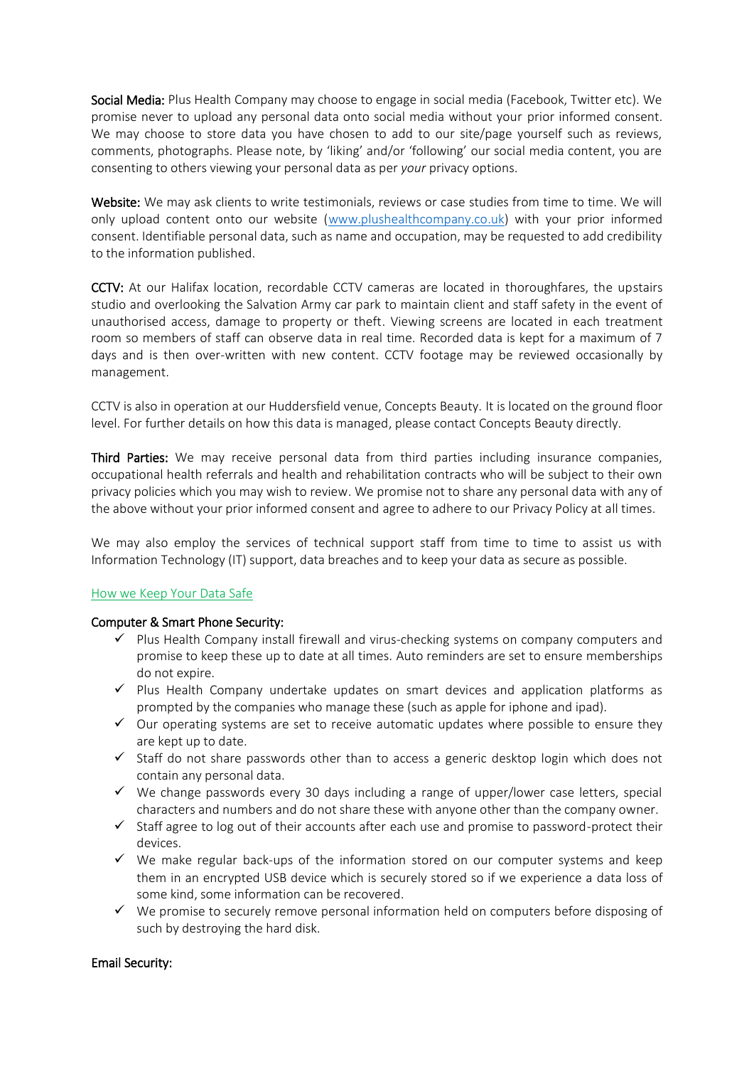**Social Media:** Plus Health Company may choose to engage in social media (Facebook, Twitter etc). We promise never to upload any personal data onto social media without your prior informed consent. We may choose to store data you have chosen to add to our site/page yourself such as reviews, comments, photographs. Please note, by 'liking' and/or 'following' our social media content, you are consenting to others viewing your personal data as per *your* privacy options.

**Website:** We may ask clients to write testimonials, reviews or case studies from time to time. We will only upload content onto our website ([www.plushealthcompany.co.uk](http://www.plushealthcompany.co.uk)) with your prior informed consent. Identifiable personal data, such as name and occupation, may be requested to add credibility to the information published.

**CCTV:** At our Halifax location, recordable CCTV cameras are located in thoroughfares, the upstairs studio and overlooking the Salvation Army car park to maintain client and staff safety in the event of unauthorised access, damage to property or theft. Viewing screens are located in each treatment room so members of staff can observe data in real time. Recorded data is kept for a maximum of 7 days and is then over-written with new content. CCTV footage may be reviewed occasionally by management.

CCTV is also in operation at our Huddersfield venue, Concepts Beauty. It is located on the ground floor level. For further details on how this data is managed, please contact Concepts Beauty directly.

**Third Parties:** We may receive personal data from third parties including insurance companies, occupational health referrals and health and rehabilitation contracts who will be subject to their own privacy policies which you may wish to review. We promise not to share any personal data with any of the above without your prior informed consent and agree to adhere to our Privacy Policy at all times.

We may also employ the services of technical support staff from time to time to assist us with Information Technology (IT) support, data breaches and to keep your data as secure as possible.

## How we Keep Your Data Safe

**Computer & Smart Phone Security:**

- ✓ Plus Health Company install firewall and virus-checking systems on company computers and promise to keep these up to date at all times. Auto reminders are set to ensure memberships do not expire.
- ✓ Plus Health Company undertake updates on smart devices and application platforms as prompted by the companies who manage these (such as apple for iphone and ipad).
- ✓ Our operating systems are set to receive automatic updates where possible to ensure they are kept up to date.
- ✓ Staff do not share passwords other than to access a generic desktop login which does not contain any personal data.
- ✓ We change passwords every 30 days including a range of upper/lower case letters, special characters and numbers and do not share these with anyone other than the company owner.
- ✓ Staff agree to log out of their accounts after each use and promise to password-protect their devices.
- ✓ We make regular back-ups of the information stored on our computer systems and keep them in an encrypted USB device which is securely stored so if we experience a data loss of some kind, some information can be recovered.
- ✓ We promise to securely remove personal information held on computers before disposing of such by destroying the hard disk.

**Email Security:**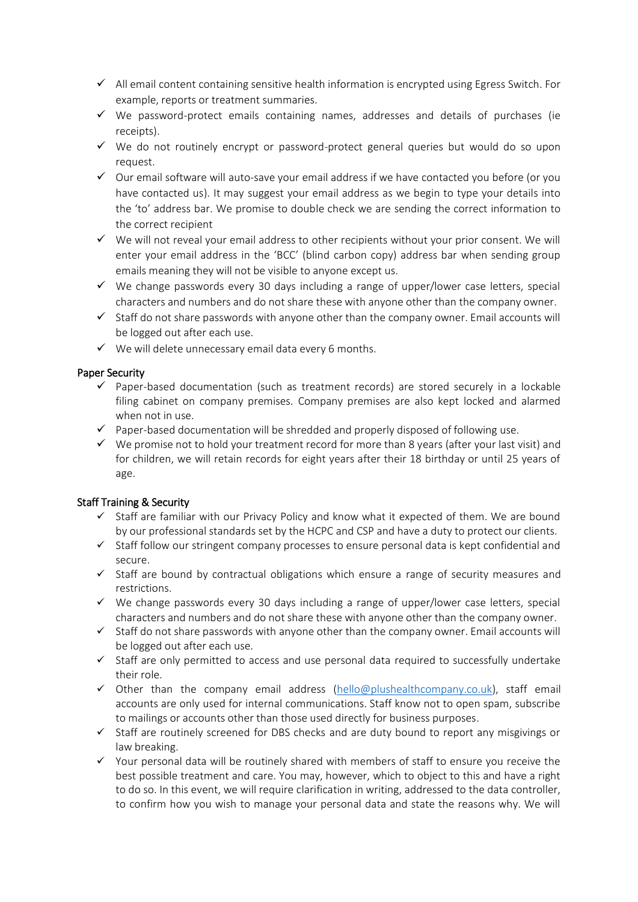- ✓ All email content containing sensitive health information is encrypted using Egress Switch. For example, reports or treatment summaries.
- ✓ We password-protect emails containing names, addresses and details of purchases (ie receipts).
- ✓ We do not routinely encrypt or password-protect general queries but would do so upon request.
- ✓ Our email software will auto-save your email address if we have contacted you before (or you have contacted us). It may suggest your email address as we begin to type your details into the 'to' address bar. We promise to double check we are sending the correct information to the correct recipient
- ✓ We will not reveal your email address to other recipients without your prior consent. We will enter your email address in the 'BCC' (blind carbon copy) address bar when sending group emails meaning they will not be visible to anyone except us.
- ✓ We change passwords every 30 days including a range of upper/lower case letters, special characters and numbers and do not share these with anyone other than the company owner.
- ✓ Staff do not share passwords with anyone other than the company owner. Email accounts will be logged out after each use.
- ✓ We will delete unnecessary email data every 6 months.

### Paper Security

- ✓ Paper-based documentation (such as treatment records) are stored securely in a lockable filing cabinet on company premises. Company premises are also kept locked and alarmed when not in use.
- ✓ Paper-based documentation will be shredded and properly disposed of following use.
- ✓ We promise not to hold your treatment record for more than 8 years (after your last visit) and for children, we will retain records for eight years after their 18 birthday or until 25 years of age.

### Staff Training & Security

- ✓ Staff are familiar with our Privacy Policy and know what it expected of them. We are bound by our professional standards set by the HCPC and CSP and have a duty to protect our clients.
- ✓ Staff follow our stringent company processes to ensure personal data is kept confidential and secure.
- ✓ Staff are bound by contractual obligations which ensure a range of security measures and restrictions.
- ✓ We change passwords every 30 days including a range of upper/lower case letters, special characters and numbers and do not share these with anyone other than the company owner.
- ✓ Staff do not share passwords with anyone other than the company owner. Email accounts will be logged out after each use.
- ✓ Staff are only permitted to access and use personal data required to successfully undertake their role.
- ✓ Other than the company email address (hello@plushealthcompany.co.uk), staff email accounts are only used for internal communications. Staff know not to open spam, subscribe to mailings or accounts other than those used directly for business purposes.
- ✓ Staff are routinely screened for DBS checks and are duty bound to report any misgivings or law breaking.
- ✓ Your personal data will be routinely shared with members of staff to ensure you receive the best possible treatment and care. You may, however, which to object to this and have a right to do so. In this event, we will require clarification in writing, addressed to the data controller, to confirm how you wish to manage your personal data and state the reasons why. We will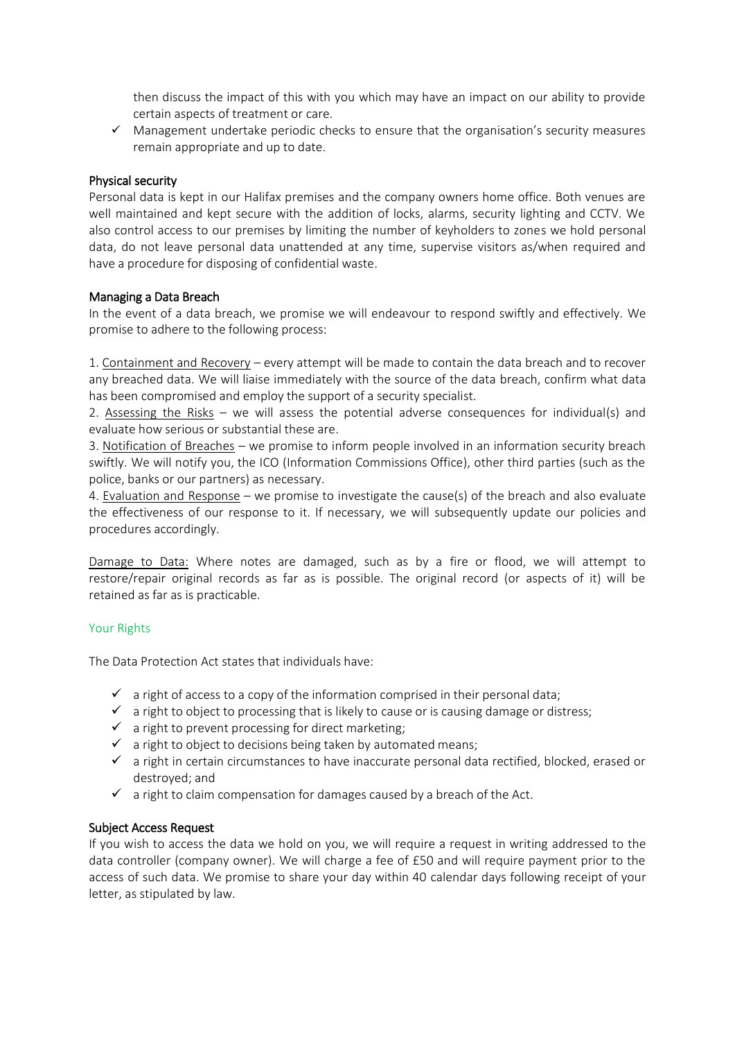then discuss the impact of this with you which may have an impact on our ability to provide certain aspects of treatment or care.

- ✓ Management undertake periodic checks to ensure that the organisation's security measures remain appropriate and up to date.

### Physical security

Personal data is kept in our Halifax premises and the company owners home office. Both venues are well maintained and kept secure with the addition of locks, alarms, security lighting and CCTV. We also control access to our premises by limiting the number of keyholders to zones we hold personal data, do not leave personal data unattended at any time, supervise visitors as/when required and have a procedure for disposing of confidential waste.

### Managing a Data Breach

In the event of a data breach, we promise we will endeavour to respond swiftly and effectively. We promise to adhere to the following process:

1. Containment and Recovery – every attempt will be made to contain the data breach and to recover any breached data. We will liaise immediately with the source of the data breach, confirm what data has been compromised and employ the support of a security specialist.
2. Assessing the Risks – we will assess the potential adverse consequences for individual(s) and evaluate how serious or substantial these are.
3. Notification of Breaches – we promise to inform people involved in an information security breach swiftly. We will notify you, the ICO (Information Commissions Office), other third parties (such as the police, banks or our partners) as necessary.
4. Evaluation and Response – we promise to investigate the cause(s) of the breach and also evaluate the effectiveness of our response to it. If necessary, we will subsequently update our policies and procedures accordingly.

Damage to Data: Where notes are damaged, such as by a fire or flood, we will attempt to restore/repair original records as far as is possible. The original record (or aspects of it) will be retained as far as is practicable.

## Your Rights

The Data Protection Act states that individuals have:

- ✓ a right of access to a copy of the information comprised in their personal data;
- ✓ a right to object to processing that is likely to cause or is causing damage or distress;
- ✓ a right to prevent processing for direct marketing;
- ✓ a right to object to decisions being taken by automated means;
- ✓ a right in certain circumstances to have inaccurate personal data rectified, blocked, erased or destroyed; and
- ✓ a right to claim compensation for damages caused by a breach of the Act.

### Subject Access Request

If you wish to access the data we hold on you, we will require a request in writing addressed to the data controller (company owner). We will charge a fee of £50 and will require payment prior to the access of such data. We promise to share your day within 40 calendar days following receipt of your letter, as stipulated by law.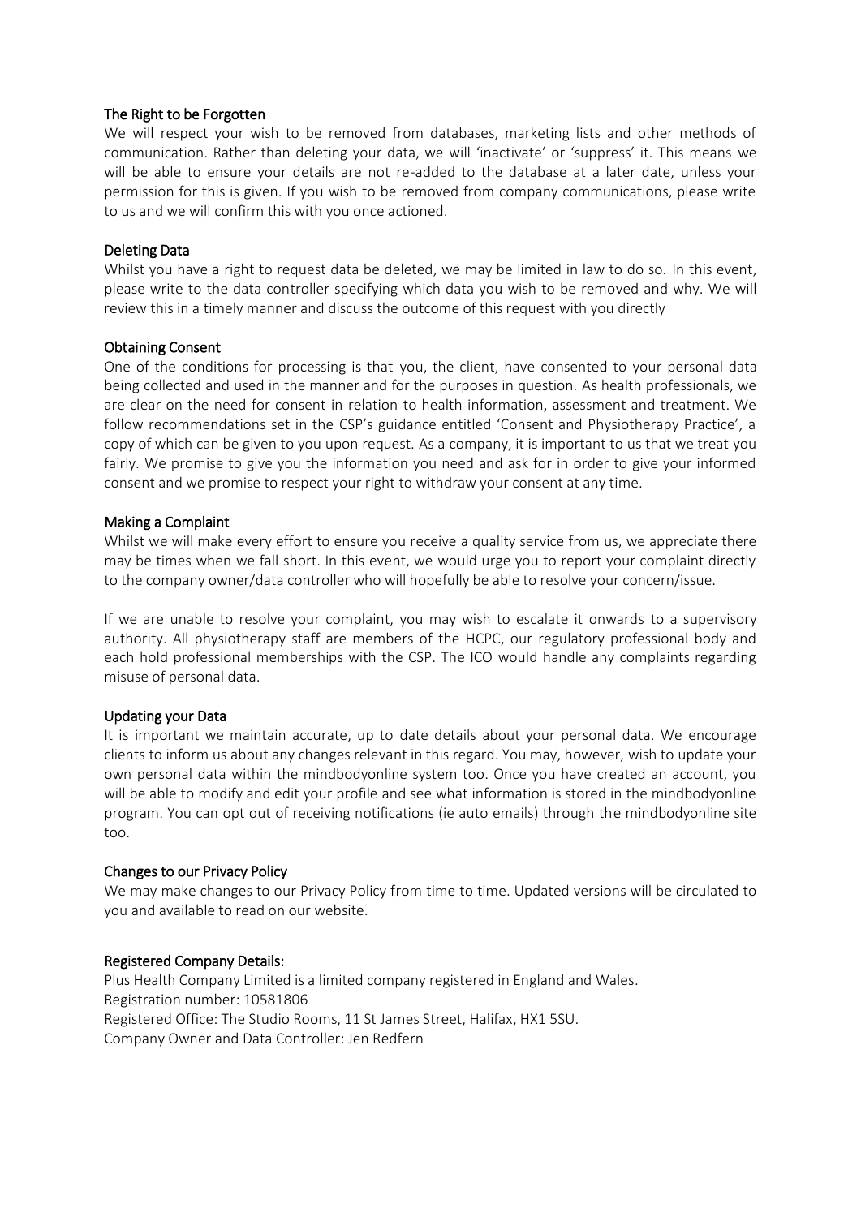### The Right to be Forgotten

We will respect your wish to be removed from databases, marketing lists and other methods of communication. Rather than deleting your data, we will 'inactivate' or 'suppress' it. This means we will be able to ensure your details are not re-added to the database at a later date, unless your permission for this is given. If you wish to be removed from company communications, please write to us and we will confirm this with you once actioned.

### Deleting Data

Whilst you have a right to request data be deleted, we may be limited in law to do so. In this event, please write to the data controller specifying which data you wish to be removed and why. We will review this in a timely manner and discuss the outcome of this request with you directly

### Obtaining Consent

One of the conditions for processing is that you, the client, have consented to your personal data being collected and used in the manner and for the purposes in question. As health professionals, we are clear on the need for consent in relation to health information, assessment and treatment. We follow recommendations set in the CSP's guidance entitled 'Consent and Physiotherapy Practice', a copy of which can be given to you upon request. As a company, it is important to us that we treat you fairly. We promise to give you the information you need and ask for in order to give your informed consent and we promise to respect your right to withdraw your consent at any time.

### Making a Complaint

Whilst we will make every effort to ensure you receive a quality service from us, we appreciate there may be times when we fall short. In this event, we would urge you to report your complaint directly to the company owner/data controller who will hopefully be able to resolve your concern/issue.

If we are unable to resolve your complaint, you may wish to escalate it onwards to a supervisory authority. All physiotherapy staff are members of the HCPC, our regulatory professional body and each hold professional memberships with the CSP. The ICO would handle any complaints regarding misuse of personal data.

### Updating your Data

It is important we maintain accurate, up to date details about your personal data. We encourage clients to inform us about any changes relevant in this regard. You may, however, wish to update your own personal data within the mindbodyonline system too. Once you have created an account, you will be able to modify and edit your profile and see what information is stored in the mindbodyonline program. You can opt out of receiving notifications (ie auto emails) through the mindbodyonline site too.

### Changes to our Privacy Policy

We may make changes to our Privacy Policy from time to time. Updated versions will be circulated to you and available to read on our website.

### Registered Company Details:

Plus Health Company Limited is a limited company registered in England and Wales.
Registration number: 10581806
Registered Office: The Studio Rooms, 11 St James Street, Halifax, HX1 5SU.
Company Owner and Data Controller: Jen Redfern